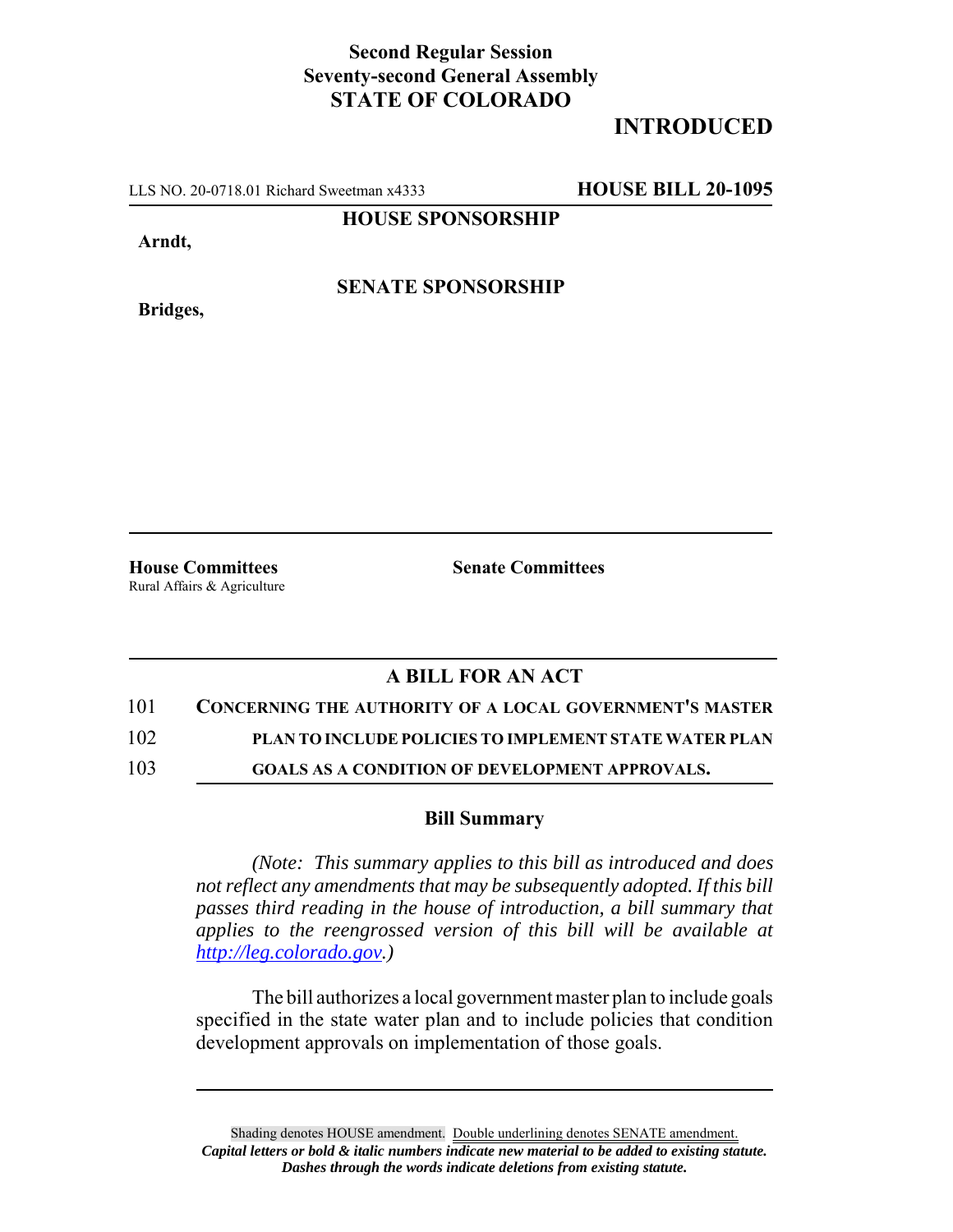**Second Regular Session**
**Seventy-second General Assembly**
**STATE OF COLORADO**

# INTRODUCTED

LLS NO. 20-0718.01 Richard Sweetman x4333 **HOUSE BILL 20-1095**

**HOUSE SPONSORSHIP**

**Arndt,**

**SENATE SPONSORSHIP**

**Bridges,**

**House Committees**
Rural Affairs & Agriculture

**Senate Committees**

## A BILL FOR AN ACT

101 **CONCERNING THE AUTHORITY OF A LOCAL GOVERNMENT'S MASTER**
102 **PLAN TO INCLUDE POLICIES TO IMPLEMENT STATE WATER PLAN**
103 **GOALS AS A CONDITION OF DEVELOPMENT APPROVALS.**

### Bill Summary

*(Note: This summary applies to this bill as introduced and does not reflect any amendments that may be subsequently adopted. If this bill passes third reading in the house of introduction, a bill summary that applies to the reengrossed version of this bill will be available at http://leg.colorado.gov.)*

The bill authorizes a local government master plan to include goals specified in the state water plan and to include policies that condition development approvals on implementation of those goals.

Shading denotes HOUSE amendment. Double underlining denotes SENATE amendment.
***Capital letters or bold & italic numbers indicate new material to be added to existing statute.***
***Dashes through the words indicate deletions from existing statute.***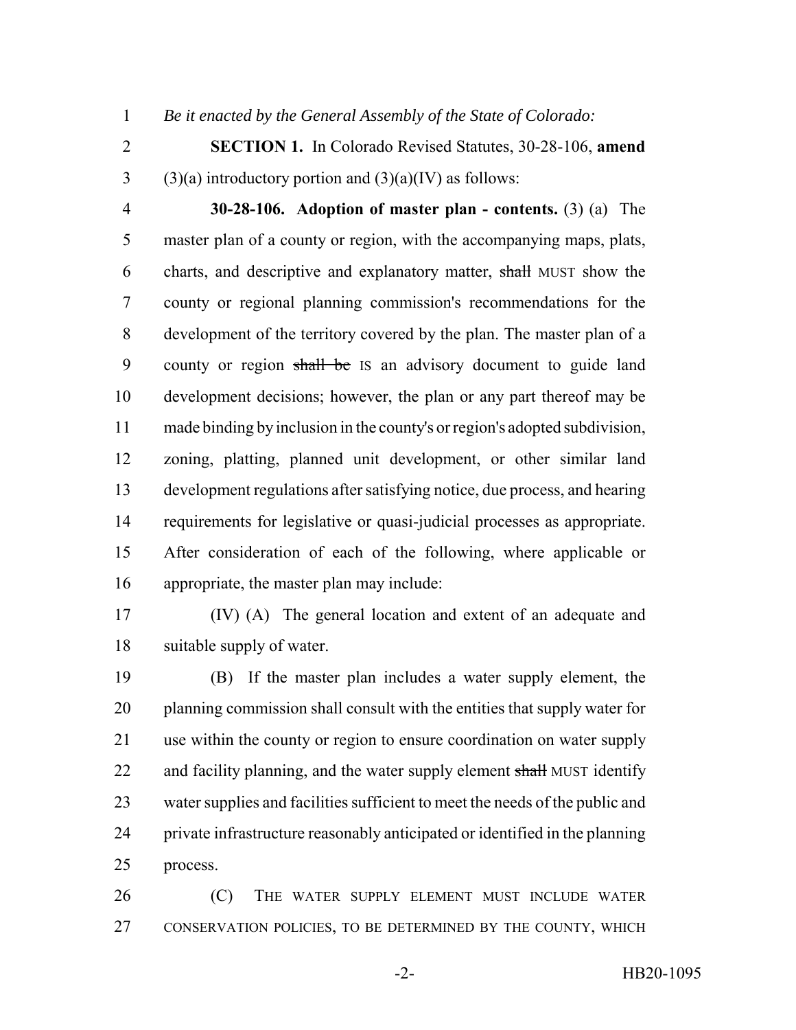*Be it enacted by the General Assembly of the State of Colorado:*

**SECTION 1.** In Colorado Revised Statutes, 30-28-106, **amend** (3)(a) introductory portion and (3)(a)(IV) as follows:

**30-28-106. Adoption of master plan - contents.** (3) (a) The master plan of a county or region, with the accompanying maps, plats, charts, and descriptive and explanatory matter, ~~shall~~ MUST show the county or regional planning commission's recommendations for the development of the territory covered by the plan. The master plan of a county or region ~~shall be~~ IS an advisory document to guide land development decisions; however, the plan or any part thereof may be made binding by inclusion in the county's or region's adopted subdivision, zoning, platting, planned unit development, or other similar land development regulations after satisfying notice, due process, and hearing requirements for legislative or quasi-judicial processes as appropriate. After consideration of each of the following, where applicable or appropriate, the master plan may include:

(IV) (A) The general location and extent of an adequate and suitable supply of water.

(B) If the master plan includes a water supply element, the planning commission shall consult with the entities that supply water for use within the county or region to ensure coordination on water supply and facility planning, and the water supply element ~~shall~~ MUST identify water supplies and facilities sufficient to meet the needs of the public and private infrastructure reasonably anticipated or identified in the planning process.

(C) THE WATER SUPPLY ELEMENT MUST INCLUDE WATER CONSERVATION POLICIES, TO BE DETERMINED BY THE COUNTY, WHICH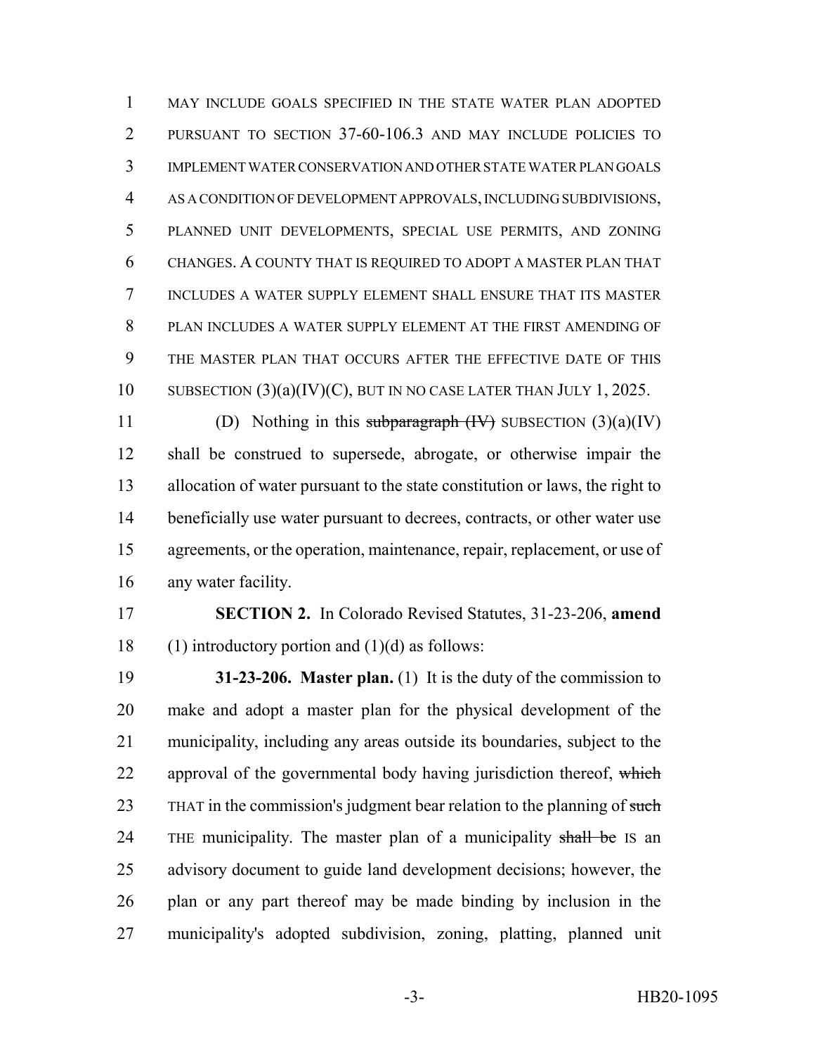MAY INCLUDE GOALS SPECIFIED IN THE STATE WATER PLAN ADOPTED PURSUANT TO SECTION 37-60-106.3 AND MAY INCLUDE POLICIES TO IMPLEMENT WATER CONSERVATION AND OTHER STATE WATER PLAN GOALS AS A CONDITION OF DEVELOPMENT APPROVALS, INCLUDING SUBDIVISIONS, PLANNED UNIT DEVELOPMENTS, SPECIAL USE PERMITS, AND ZONING CHANGES. A COUNTY THAT IS REQUIRED TO ADOPT A MASTER PLAN THAT INCLUDES A WATER SUPPLY ELEMENT SHALL ENSURE THAT ITS MASTER PLAN INCLUDES A WATER SUPPLY ELEMENT AT THE FIRST AMENDING OF THE MASTER PLAN THAT OCCURS AFTER THE EFFECTIVE DATE OF THIS SUBSECTION (3)(a)(IV)(C), BUT IN NO CASE LATER THAN JULY 1, 2025.

(D) Nothing in this ~~subparagraph (IV)~~ SUBSECTION (3)(a)(IV) shall be construed to supersede, abrogate, or otherwise impair the allocation of water pursuant to the state constitution or laws, the right to beneficially use water pursuant to decrees, contracts, or other water use agreements, or the operation, maintenance, repair, replacement, or use of any water facility.

**SECTION 2.** In Colorado Revised Statutes, 31-23-206, **amend** (1) introductory portion and (1)(d) as follows:

**31-23-206. Master plan.** (1) It is the duty of the commission to make and adopt a master plan for the physical development of the municipality, including any areas outside its boundaries, subject to the approval of the governmental body having jurisdiction thereof, ~~which~~ THAT in the commission's judgment bear relation to the planning of ~~such~~ THE municipality. The master plan of a municipality ~~shall be~~ IS an advisory document to guide land development decisions; however, the plan or any part thereof may be made binding by inclusion in the municipality's adopted subdivision, zoning, platting, planned unit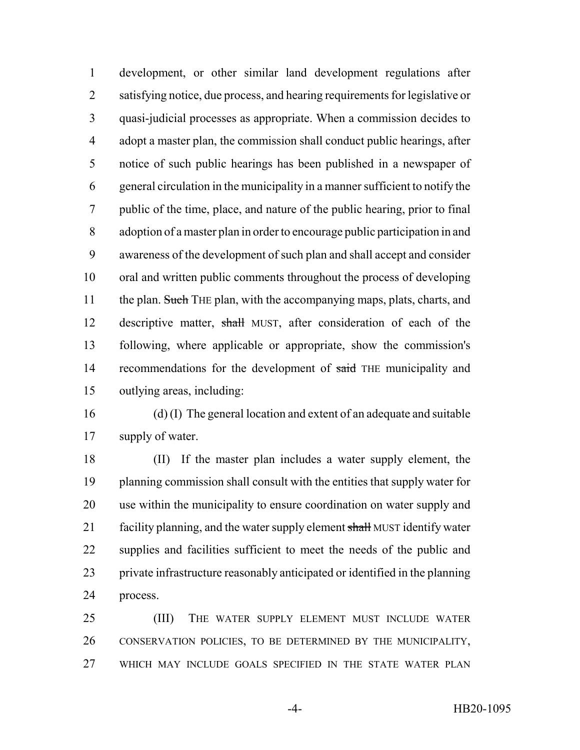development, or other similar land development regulations after satisfying notice, due process, and hearing requirements for legislative or quasi-judicial processes as appropriate. When a commission decides to adopt a master plan, the commission shall conduct public hearings, after notice of such public hearings has been published in a newspaper of general circulation in the municipality in a manner sufficient to notify the public of the time, place, and nature of the public hearing, prior to final adoption of a master plan in order to encourage public participation in and awareness of the development of such plan and shall accept and consider oral and written public comments throughout the process of developing the plan. ~~Such~~ THE plan, with the accompanying maps, plats, charts, and descriptive matter, ~~shall~~ MUST, after consideration of each of the following, where applicable or appropriate, show the commission's recommendations for the development of ~~said~~ THE municipality and outlying areas, including:

(d) (I) The general location and extent of an adequate and suitable supply of water.

(II) If the master plan includes a water supply element, the planning commission shall consult with the entities that supply water for use within the municipality to ensure coordination on water supply and facility planning, and the water supply element ~~shall~~ MUST identify water supplies and facilities sufficient to meet the needs of the public and private infrastructure reasonably anticipated or identified in the planning process.

(III) THE WATER SUPPLY ELEMENT MUST INCLUDE WATER CONSERVATION POLICIES, TO BE DETERMINED BY THE MUNICIPALITY, WHICH MAY INCLUDE GOALS SPECIFIED IN THE STATE WATER PLAN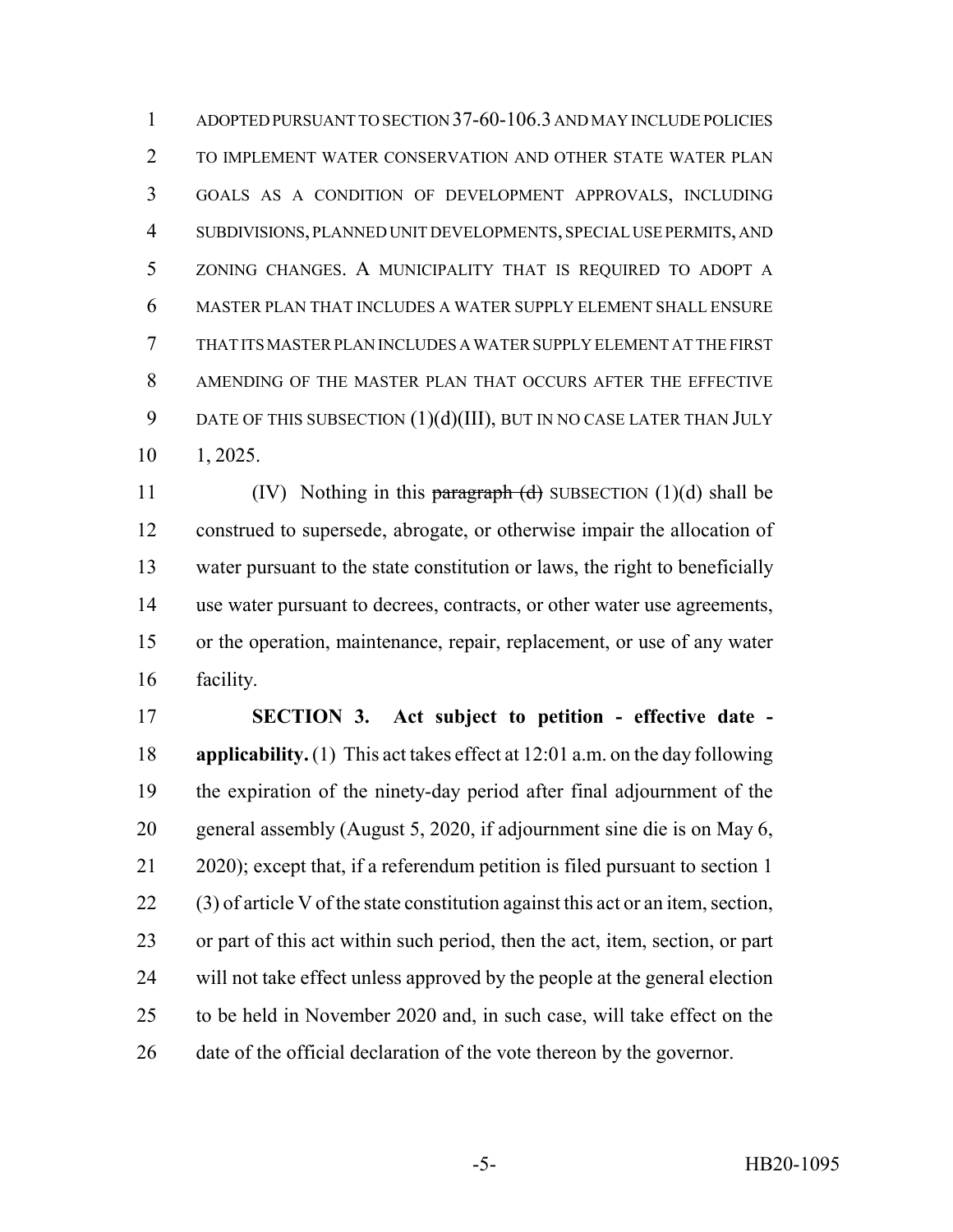ADOPTED PURSUANT TO SECTION 37-60-106.3 AND MAY INCLUDE POLICIES TO IMPLEMENT WATER CONSERVATION AND OTHER STATE WATER PLAN GOALS AS A CONDITION OF DEVELOPMENT APPROVALS, INCLUDING SUBDIVISIONS, PLANNED UNIT DEVELOPMENTS, SPECIAL USE PERMITS, AND ZONING CHANGES. A MUNICIPALITY THAT IS REQUIRED TO ADOPT A MASTER PLAN THAT INCLUDES A WATER SUPPLY ELEMENT SHALL ENSURE THAT ITS MASTER PLAN INCLUDES A WATER SUPPLY ELEMENT AT THE FIRST AMENDING OF THE MASTER PLAN THAT OCCURS AFTER THE EFFECTIVE DATE OF THIS SUBSECTION (1)(d)(III), BUT IN NO CASE LATER THAN JULY 1, 2025.

(IV) Nothing in this ~~paragraph (d)~~ SUBSECTION (1)(d) shall be construed to supersede, abrogate, or otherwise impair the allocation of water pursuant to the state constitution or laws, the right to beneficially use water pursuant to decrees, contracts, or other water use agreements, or the operation, maintenance, repair, replacement, or use of any water facility.

**SECTION 3. Act subject to petition - effective date - applicability.** (1) This act takes effect at 12:01 a.m. on the day following the expiration of the ninety-day period after final adjournment of the general assembly (August 5, 2020, if adjournment sine die is on May 6, 2020); except that, if a referendum petition is filed pursuant to section 1 (3) of article V of the state constitution against this act or an item, section, or part of this act within such period, then the act, item, section, or part will not take effect unless approved by the people at the general election to be held in November 2020 and, in such case, will take effect on the date of the official declaration of the vote thereon by the governor.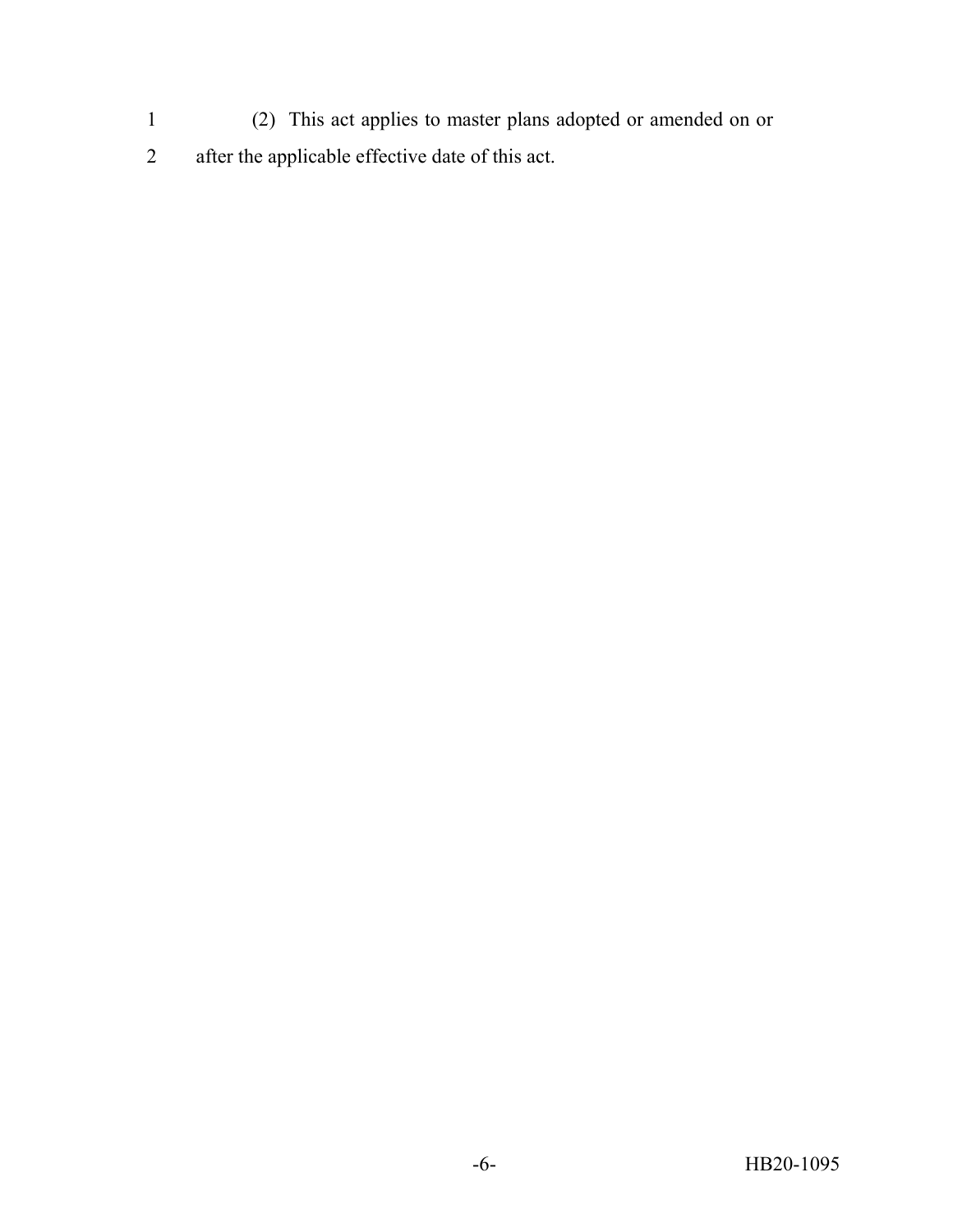(2) This act applies to master plans adopted or amended on or after the applicable effective date of this act.